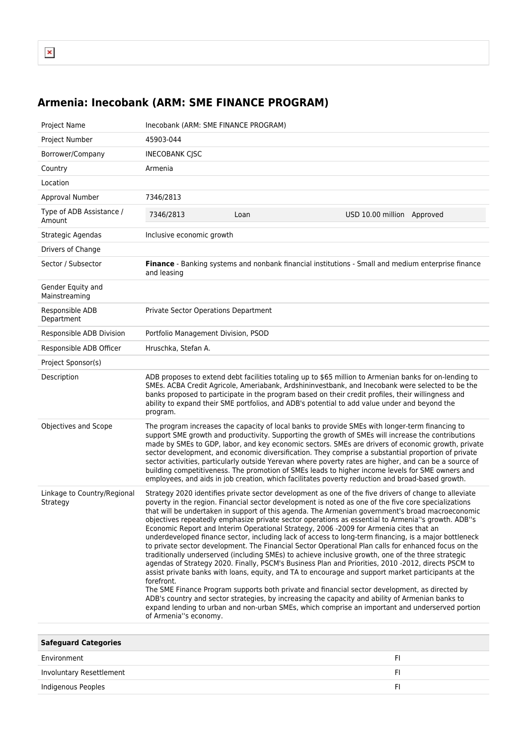# Armenia: Inecobank (ARM: SME FINANCE PROGRAM)

| Project Name | Inecobank (ARM: SME FINANCE PROGRAM) |
|---|---|
| Project Number | 45903-044 |
| Borrower/Company | INECOBANK CJSC |
| Country | Armenia |
| Location | |
| Approval Number | 7346/2813 |
| Type of ADB Assistance / Amount | 7346/2813 Loan USD 10.00 million Approved |
| Strategic Agendas | Inclusive economic growth |
| Drivers of Change | |
| Sector / Subsector | **Finance** - Banking systems and nonbank financial institutions - Small and medium enterprise finance and leasing |
| Gender Equity and Mainstreaming | |
| Responsible ADB Department | Private Sector Operations Department |
| Responsible ADB Division | Portfolio Management Division, PSOD |
| Responsible ADB Officer | Hruschka, Stefan A. |
| Project Sponsor(s) | |
| Description | ADB proposes to extend debt facilities totaling up to $65 million to Armenian banks for on-lending to SMEs. ACBA Credit Agricole, Ameriabank, Ardshininvestbank, and Inecobank were selected to be the banks proposed to participate in the program based on their credit profiles, their willingness and ability to expand their SME portfolios, and ADB's potential to add value under and beyond the program. |
| Objectives and Scope | The program increases the capacity of local banks to provide SMEs with longer-term financing to support SME growth and productivity. Supporting the growth of SMEs will increase the contributions made by SMEs to GDP, labor, and key economic sectors. SMEs are drivers of economic growth, private sector development, and economic diversification. They comprise a substantial proportion of private sector activities, particularly outside Yerevan where poverty rates are higher, and can be a source of building competitiveness. The promotion of SMEs leads to higher income levels for SME owners and employees, and aids in job creation, which facilitates poverty reduction and broad-based growth. |
| Linkage to Country/Regional Strategy | Strategy 2020 identifies private sector development as one of the five drivers of change to alleviate poverty in the region. Financial sector development is noted as one of the five core specializations that will be undertaken in support of this agenda. The Armenian government's broad macroeconomic objectives repeatedly emphasize private sector operations as essential to Armenia''s growth. ADB''s Economic Report and Interim Operational Strategy, 2006 -2009 for Armenia cites that an underdeveloped finance sector, including lack of access to long-term financing, is a major bottleneck to private sector development. The Financial Sector Operational Plan calls for enhanced focus on the traditionally underserved (including SMEs) to achieve inclusive growth, one of the three strategic agendas of Strategy 2020. Finally, PSCM's Business Plan and Priorities, 2010 -2012, directs PSCM to assist private banks with loans, equity, and TA to encourage and support market participants at the forefront.<br>The SME Finance Program supports both private and financial sector development, as directed by ADB's country and sector strategies, by increasing the capacity and ability of Armenian banks to expand lending to urban and non-urban SMEs, which comprise an important and underserved portion of Armenia''s economy. |

| Safeguard Categories | |
|---|---|
| Environment | FI |
| Involuntary Resettlement | FI |
| Indigenous Peoples | FI |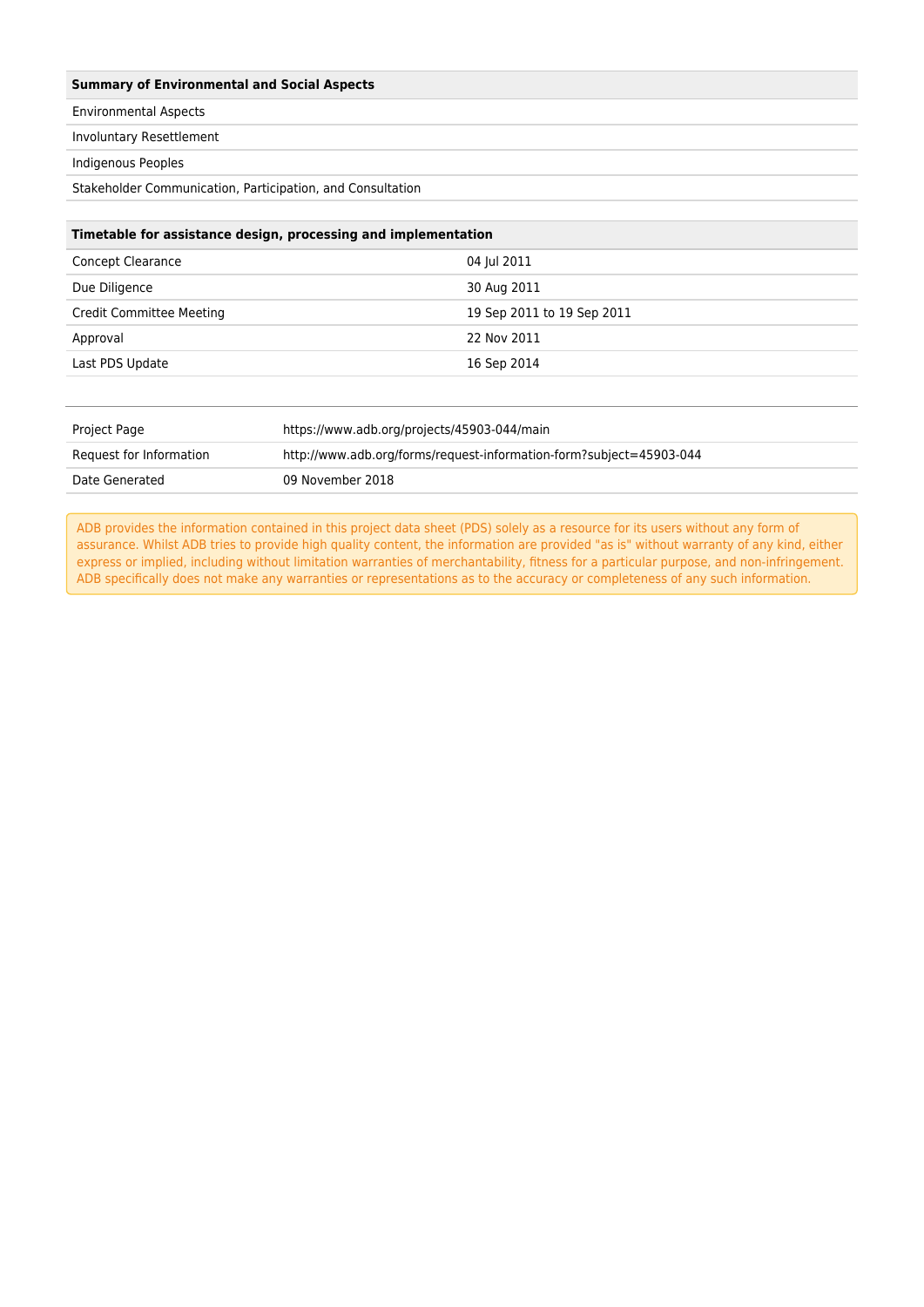| Summary of Environmental and Social Aspects |
| --- |
| Environmental Aspects |
| Involuntary Resettlement |
| Indigenous Peoples |
| Stakeholder Communication, Participation, and Consultation |

| Timetable for assistance design, processing and implementation | |
| --- | --- |
| Concept Clearance | 04 Jul 2011 |
| Due Diligence | 30 Aug 2011 |
| Credit Committee Meeting | 19 Sep 2011 to 19 Sep 2011 |
| Approval | 22 Nov 2011 |
| Last PDS Update | 16 Sep 2014 |

| | |
| --- | --- |
| Project Page | https://www.adb.org/projects/45903-044/main |
| Request for Information | http://www.adb.org/forms/request-information-form?subject=45903-044 |
| Date Generated | 09 November 2018 |

ADB provides the information contained in this project data sheet (PDS) solely as a resource for its users without any form of assurance. Whilst ADB tries to provide high quality content, the information are provided "as is" without warranty of any kind, either express or implied, including without limitation warranties of merchantability, fitness for a particular purpose, and non-infringement. ADB specifically does not make any warranties or representations as to the accuracy or completeness of any such information.